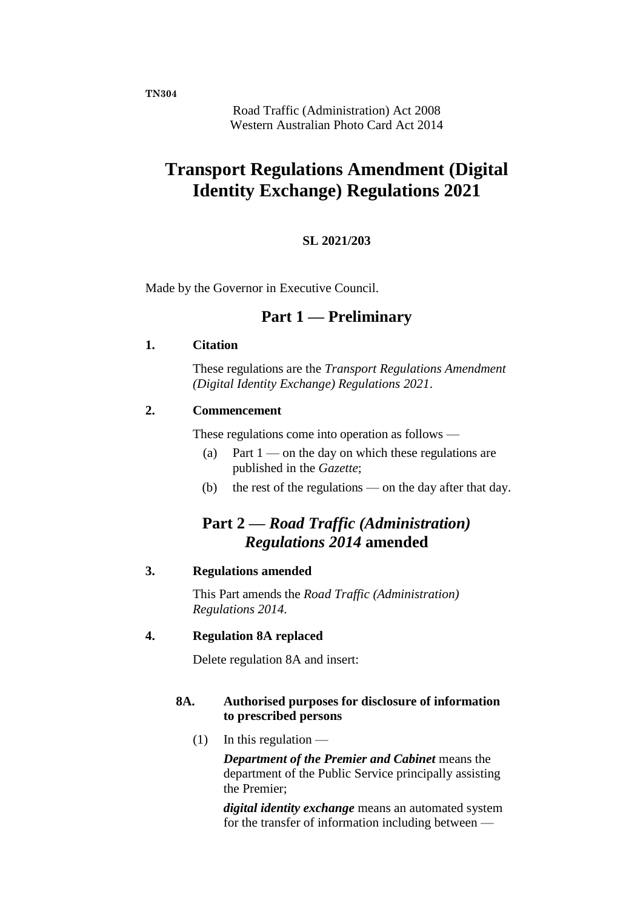**TN304**

Road Traffic (Administration) Act 2008
Western Australian Photo Card Act 2014

# Transport Regulations Amendment (Digital Identity Exchange) Regulations 2021

**SL 2021/203**

Made by the Governor in Executive Council.

## Part 1 — Preliminary

### 1. Citation

These regulations are the *Transport Regulations Amendment (Digital Identity Exchange) Regulations 2021*.

### 2. Commencement

These regulations come into operation as follows —

(a) Part 1 — on the day on which these regulations are published in the *Gazette*;

(b) the rest of the regulations — on the day after that day.

## Part 2 — *Road Traffic (Administration) Regulations 2014* amended

### 3. Regulations amended

This Part amends the *Road Traffic (Administration) Regulations 2014*.

### 4. Regulation 8A replaced

Delete regulation 8A and insert:

**8A. Authorised purposes for disclosure of information to prescribed persons**

(1) In this regulation —

***Department of the Premier and Cabinet*** means the department of the Public Service principally assisting the Premier;

***digital identity exchange*** means an automated system for the transfer of information including between —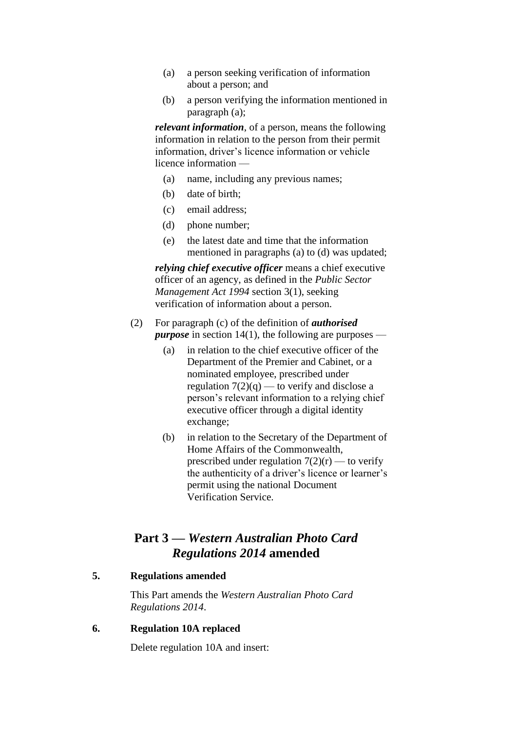(a) a person seeking verification of information about a person; and

(b) a person verifying the information mentioned in paragraph (a);

***relevant information***, of a person, means the following information in relation to the person from their permit information, driver's licence information or vehicle licence information —

(a) name, including any previous names;

(b) date of birth;

(c) email address;

(d) phone number;

(e) the latest date and time that the information mentioned in paragraphs (a) to (d) was updated;

***relying chief executive officer*** means a chief executive officer of an agency, as defined in the *Public Sector Management Act 1994* section 3(1), seeking verification of information about a person.

(2) For paragraph (c) of the definition of ***authorised purpose*** in section 14(1), the following are purposes —

(a) in relation to the chief executive officer of the Department of the Premier and Cabinet, or a nominated employee, prescribed under regulation 7(2)(q) — to verify and disclose a person's relevant information to a relying chief executive officer through a digital identity exchange;

(b) in relation to the Secretary of the Department of Home Affairs of the Commonwealth, prescribed under regulation 7(2)(r) — to verify the authenticity of a driver's licence or learner's permit using the national Document Verification Service.

## Part 3 — *Western Australian Photo Card Regulations 2014* amended

### 5. Regulations amended

This Part amends the *Western Australian Photo Card Regulations 2014*.

### 6. Regulation 10A replaced

Delete regulation 10A and insert: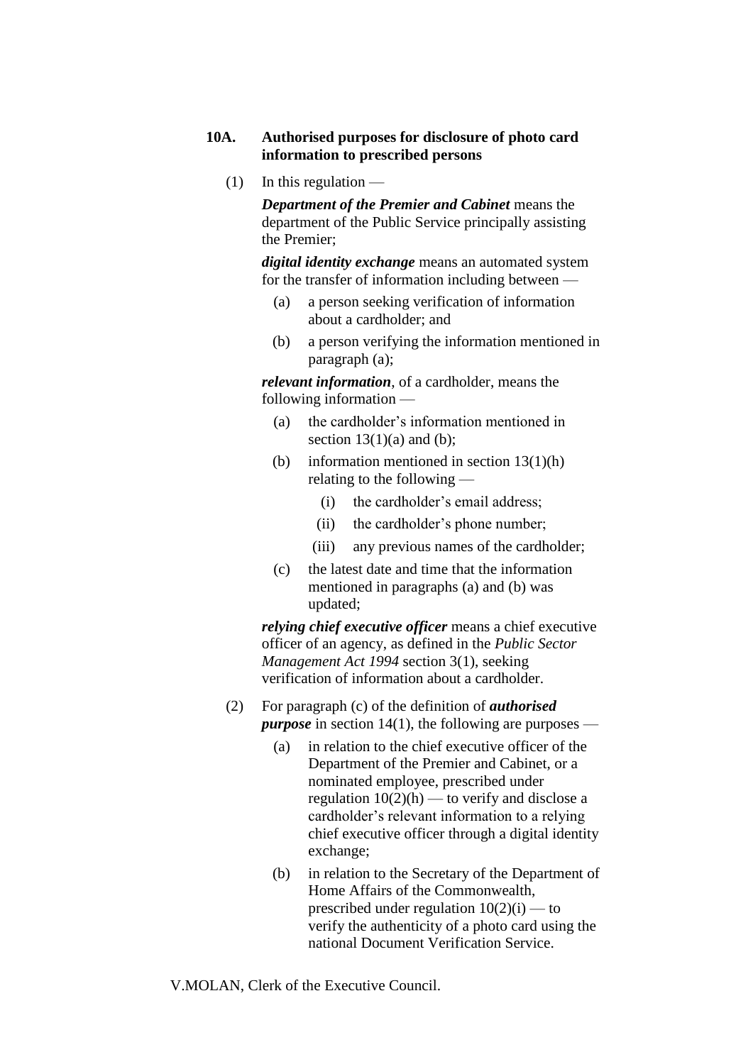### 10A. Authorised purposes for disclosure of photo card information to prescribed persons

(1) In this regulation —

***Department of the Premier and Cabinet*** means the department of the Public Service principally assisting the Premier;

***digital identity exchange*** means an automated system for the transfer of information including between —

(a) a person seeking verification of information about a cardholder; and

(b) a person verifying the information mentioned in paragraph (a);

***relevant information***, of a cardholder, means the following information —

(a) the cardholder's information mentioned in section 13(1)(a) and (b);

(b) information mentioned in section 13(1)(h) relating to the following —

(i) the cardholder's email address;

(ii) the cardholder's phone number;

(iii) any previous names of the cardholder;

(c) the latest date and time that the information mentioned in paragraphs (a) and (b) was updated;

***relying chief executive officer*** means a chief executive officer of an agency, as defined in the *Public Sector Management Act 1994* section 3(1), seeking verification of information about a cardholder.

(2) For paragraph (c) of the definition of ***authorised purpose*** in section 14(1), the following are purposes —

(a) in relation to the chief executive officer of the Department of the Premier and Cabinet, or a nominated employee, prescribed under regulation 10(2)(h) — to verify and disclose a cardholder's relevant information to a relying chief executive officer through a digital identity exchange;

(b) in relation to the Secretary of the Department of Home Affairs of the Commonwealth, prescribed under regulation 10(2)(i) — to verify the authenticity of a photo card using the national Document Verification Service.

V.MOLAN, Clerk of the Executive Council.